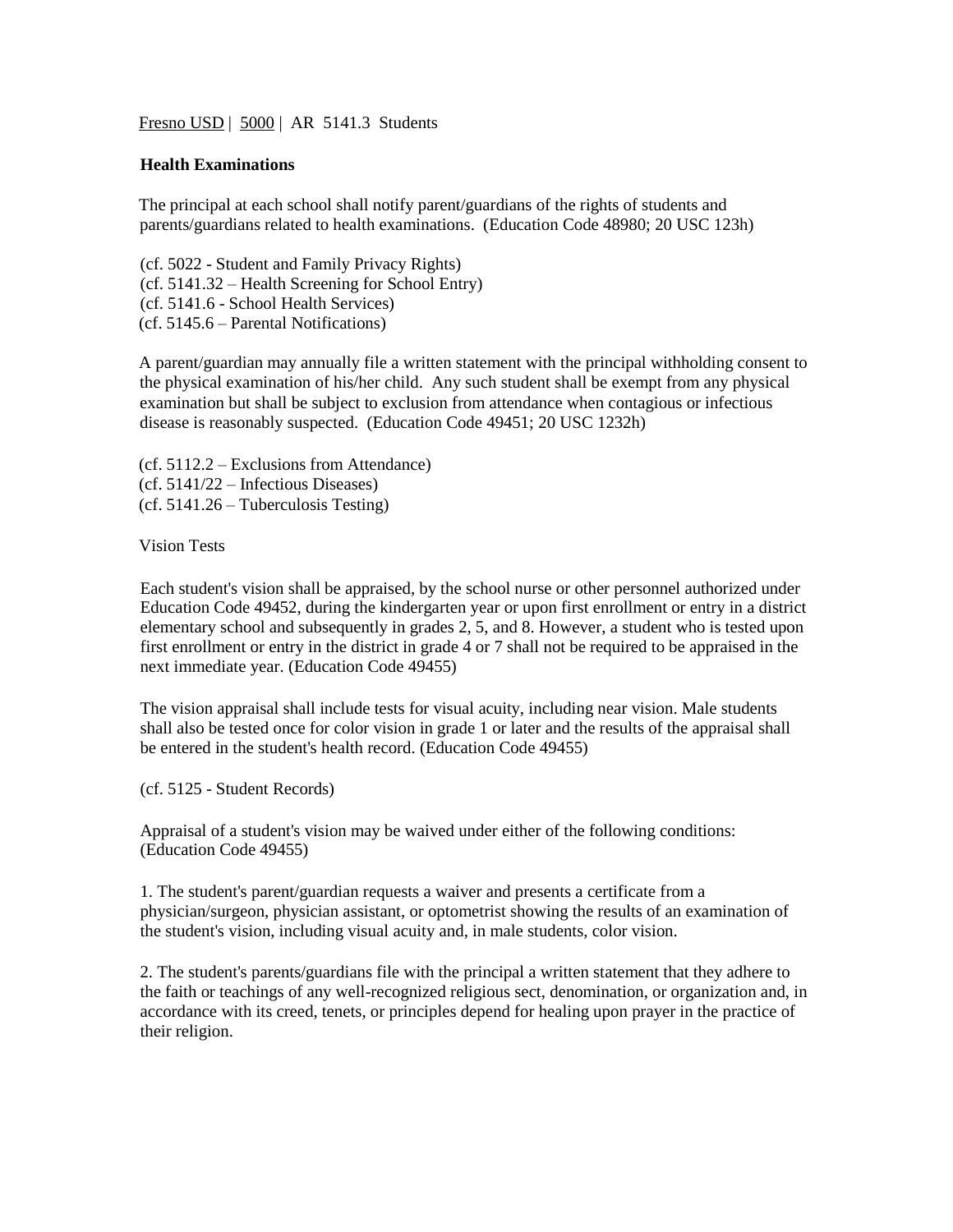Fresno USD | 5000 | AR 5141.3 Students

**Health Examinations**

The principal at each school shall notify parent/guardians of the rights of students and parents/guardians related to health examinations. (Education Code 48980; 20 USC 123h)

(cf. 5022 - Student and Family Privacy Rights)
(cf. 5141.32 – Health Screening for School Entry)
(cf. 5141.6 - School Health Services)
(cf. 5145.6 – Parental Notifications)

A parent/guardian may annually file a written statement with the principal withholding consent to the physical examination of his/her child. Any such student shall be exempt from any physical examination but shall be subject to exclusion from attendance when contagious or infectious disease is reasonably suspected. (Education Code 49451; 20 USC 1232h)

(cf. 5112.2 – Exclusions from Attendance)
(cf. 5141/22 – Infectious Diseases)
(cf. 5141.26 – Tuberculosis Testing)

Vision Tests

Each student's vision shall be appraised, by the school nurse or other personnel authorized under Education Code 49452, during the kindergarten year or upon first enrollment or entry in a district elementary school and subsequently in grades 2, 5, and 8. However, a student who is tested upon first enrollment or entry in the district in grade 4 or 7 shall not be required to be appraised in the next immediate year. (Education Code 49455)

The vision appraisal shall include tests for visual acuity, including near vision. Male students shall also be tested once for color vision in grade 1 or later and the results of the appraisal shall be entered in the student's health record. (Education Code 49455)

(cf. 5125 - Student Records)

Appraisal of a student's vision may be waived under either of the following conditions: (Education Code 49455)

1. The student's parent/guardian requests a waiver and presents a certificate from a physician/surgeon, physician assistant, or optometrist showing the results of an examination of the student's vision, including visual acuity and, in male students, color vision.

2. The student's parents/guardians file with the principal a written statement that they adhere to the faith or teachings of any well-recognized religious sect, denomination, or organization and, in accordance with its creed, tenets, or principles depend for healing upon prayer in the practice of their religion.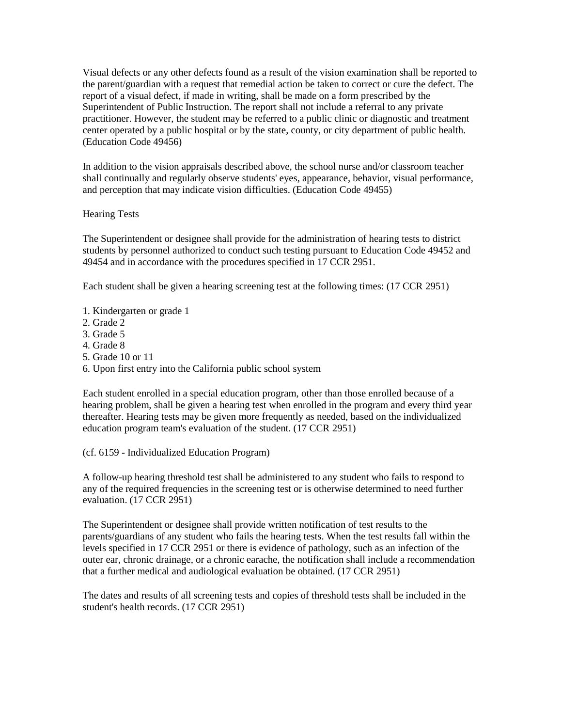Visual defects or any other defects found as a result of the vision examination shall be reported to the parent/guardian with a request that remedial action be taken to correct or cure the defect. The report of a visual defect, if made in writing, shall be made on a form prescribed by the Superintendent of Public Instruction. The report shall not include a referral to any private practitioner. However, the student may be referred to a public clinic or diagnostic and treatment center operated by a public hospital or by the state, county, or city department of public health. (Education Code 49456)

In addition to the vision appraisals described above, the school nurse and/or classroom teacher shall continually and regularly observe students' eyes, appearance, behavior, visual performance, and perception that may indicate vision difficulties. (Education Code 49455)

Hearing Tests

The Superintendent or designee shall provide for the administration of hearing tests to district students by personnel authorized to conduct such testing pursuant to Education Code 49452 and 49454 and in accordance with the procedures specified in 17 CCR 2951.

Each student shall be given a hearing screening test at the following times: (17 CCR 2951)

1. Kindergarten or grade 1
2. Grade 2
3. Grade 5
4. Grade 8
5. Grade 10 or 11
6. Upon first entry into the California public school system

Each student enrolled in a special education program, other than those enrolled because of a hearing problem, shall be given a hearing test when enrolled in the program and every third year thereafter. Hearing tests may be given more frequently as needed, based on the individualized education program team's evaluation of the student. (17 CCR 2951)

(cf. 6159 - Individualized Education Program)

A follow-up hearing threshold test shall be administered to any student who fails to respond to any of the required frequencies in the screening test or is otherwise determined to need further evaluation. (17 CCR 2951)

The Superintendent or designee shall provide written notification of test results to the parents/guardians of any student who fails the hearing tests. When the test results fall within the levels specified in 17 CCR 2951 or there is evidence of pathology, such as an infection of the outer ear, chronic drainage, or a chronic earache, the notification shall include a recommendation that a further medical and audiological evaluation be obtained. (17 CCR 2951)

The dates and results of all screening tests and copies of threshold tests shall be included in the student's health records. (17 CCR 2951)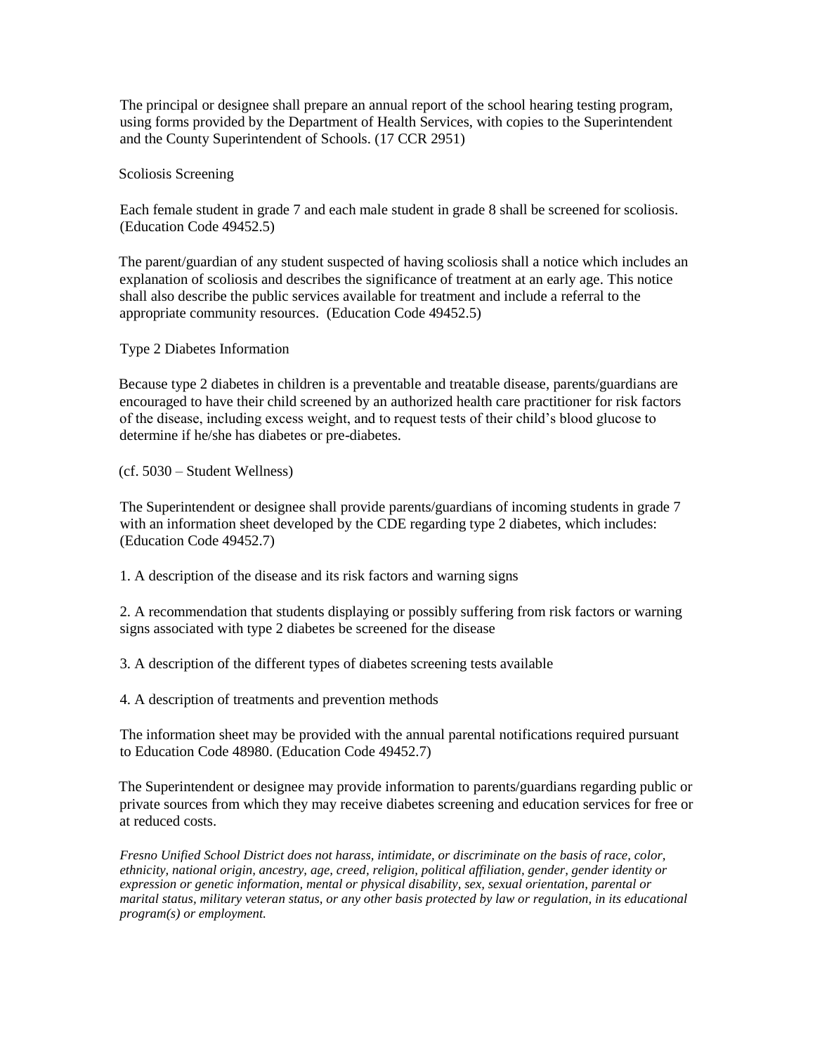The principal or designee shall prepare an annual report of the school hearing testing program, using forms provided by the Department of Health Services, with copies to the Superintendent and the County Superintendent of Schools. (17 CCR 2951)

## Scoliosis Screening

Each female student in grade 7 and each male student in grade 8 shall be screened for scoliosis. (Education Code 49452.5)

The parent/guardian of any student suspected of having scoliosis shall a notice which includes an explanation of scoliosis and describes the significance of treatment at an early age. This notice shall also describe the public services available for treatment and include a referral to the appropriate community resources. (Education Code 49452.5)

## Type 2 Diabetes Information

Because type 2 diabetes in children is a preventable and treatable disease, parents/guardians are encouraged to have their child screened by an authorized health care practitioner for risk factors of the disease, including excess weight, and to request tests of their child's blood glucose to determine if he/she has diabetes or pre-diabetes.

(cf. 5030 – Student Wellness)

The Superintendent or designee shall provide parents/guardians of incoming students in grade 7 with an information sheet developed by the CDE regarding type 2 diabetes, which includes: (Education Code 49452.7)

1. A description of the disease and its risk factors and warning signs

2. A recommendation that students displaying or possibly suffering from risk factors or warning signs associated with type 2 diabetes be screened for the disease

3. A description of the different types of diabetes screening tests available

4. A description of treatments and prevention methods

The information sheet may be provided with the annual parental notifications required pursuant to Education Code 48980. (Education Code 49452.7)

The Superintendent or designee may provide information to parents/guardians regarding public or private sources from which they may receive diabetes screening and education services for free or at reduced costs.

*Fresno Unified School District does not harass, intimidate, or discriminate on the basis of race, color, ethnicity, national origin, ancestry, age, creed, religion, political affiliation, gender, gender identity or expression or genetic information, mental or physical disability, sex, sexual orientation, parental or marital status, military veteran status, or any other basis protected by law or regulation, in its educational program(s) or employment.*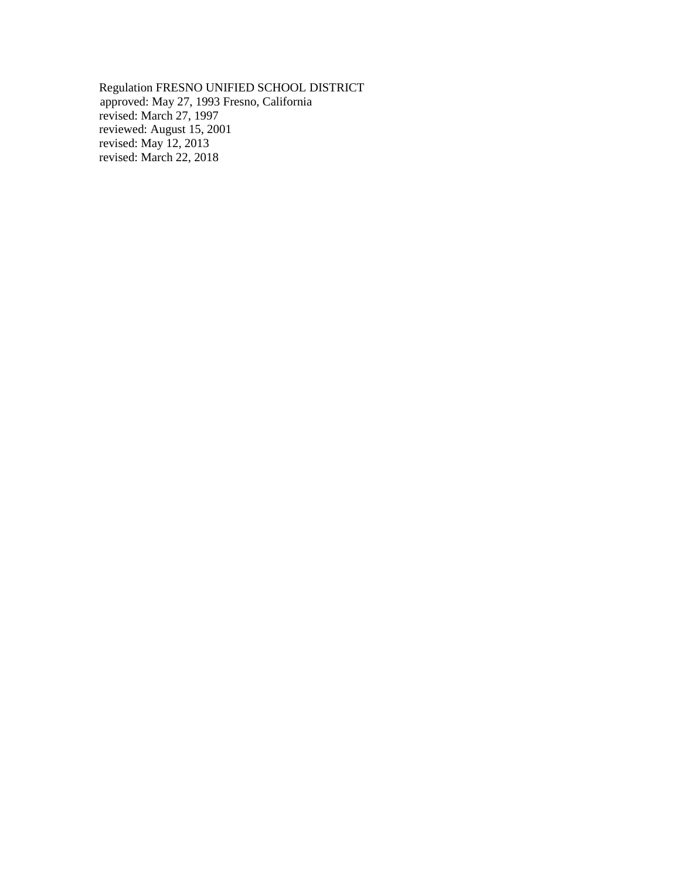Regulation FRESNO UNIFIED SCHOOL DISTRICT
approved: May 27, 1993 Fresno, California
revised: March 27, 1997
reviewed: August 15, 2001
revised: May 12, 2013
revised: March 22, 2018